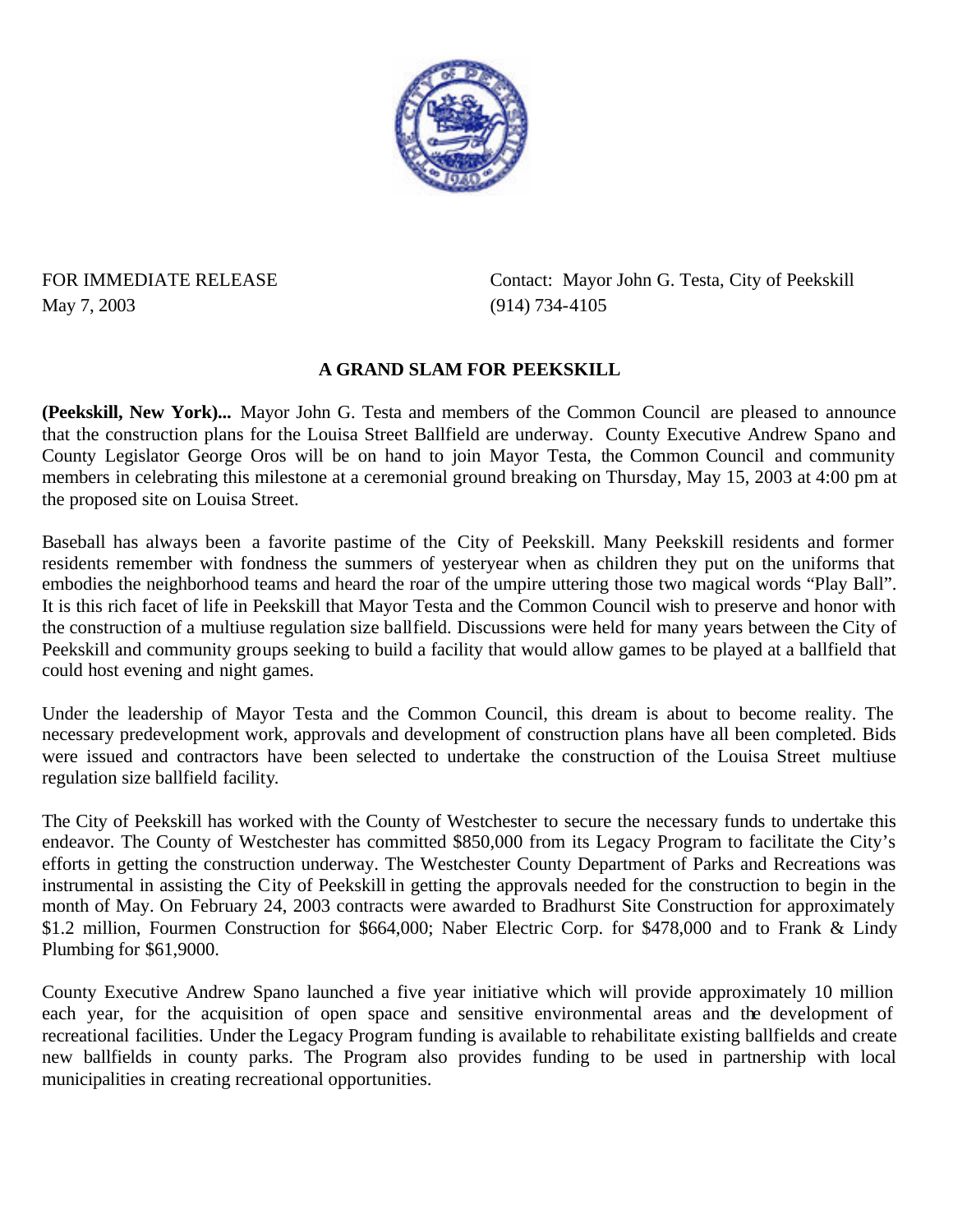FOR IMMEDIATE RELEASE
May 7, 2003

Contact: Mayor John G. Testa, City of Peekskill
(914) 734-4105

**A GRAND SLAM FOR PEEKSKILL**

**(Peekskill, New York)...** Mayor John G. Testa and members of the Common Council are pleased to announce that the construction plans for the Louisa Street Ballfield are underway. County Executive Andrew Spano and County Legislator George Oros will be on hand to join Mayor Testa, the Common Council and community members in celebrating this milestone at a ceremonial ground breaking on Thursday, May 15, 2003 at 4:00 pm at the proposed site on Louisa Street.

Baseball has always been a favorite pastime of the City of Peekskill. Many Peekskill residents and former residents remember with fondness the summers of yesteryear when as children they put on the uniforms that embodies the neighborhood teams and heard the roar of the umpire uttering those two magical words "Play Ball". It is this rich facet of life in Peekskill that Mayor Testa and the Common Council wish to preserve and honor with the construction of a multiuse regulation size ballfield. Discussions were held for many years between the City of Peekskill and community groups seeking to build a facility that would allow games to be played at a ballfield that could host evening and night games.

Under the leadership of Mayor Testa and the Common Council, this dream is about to become reality. The necessary predevelopment work, approvals and development of construction plans have all been completed. Bids were issued and contractors have been selected to undertake the construction of the Louisa Street multiuse regulation size ballfield facility.

The City of Peekskill has worked with the County of Westchester to secure the necessary funds to undertake this endeavor. The County of Westchester has committed $850,000 from its Legacy Program to facilitate the City's efforts in getting the construction underway. The Westchester County Department of Parks and Recreations was instrumental in assisting the City of Peekskill in getting the approvals needed for the construction to begin in the month of May. On February 24, 2003 contracts were awarded to Bradhurst Site Construction for approximately $1.2 million, Fourmen Construction for $664,000; Naber Electric Corp. for $478,000 and to Frank & Lindy Plumbing for $61,9000.

County Executive Andrew Spano launched a five year initiative which will provide approximately 10 million each year, for the acquisition of open space and sensitive environmental areas and the development of recreational facilities. Under the Legacy Program funding is available to rehabilitate existing ballfields and create new ballfields in county parks. The Program also provides funding to be used in partnership with local municipalities in creating recreational opportunities.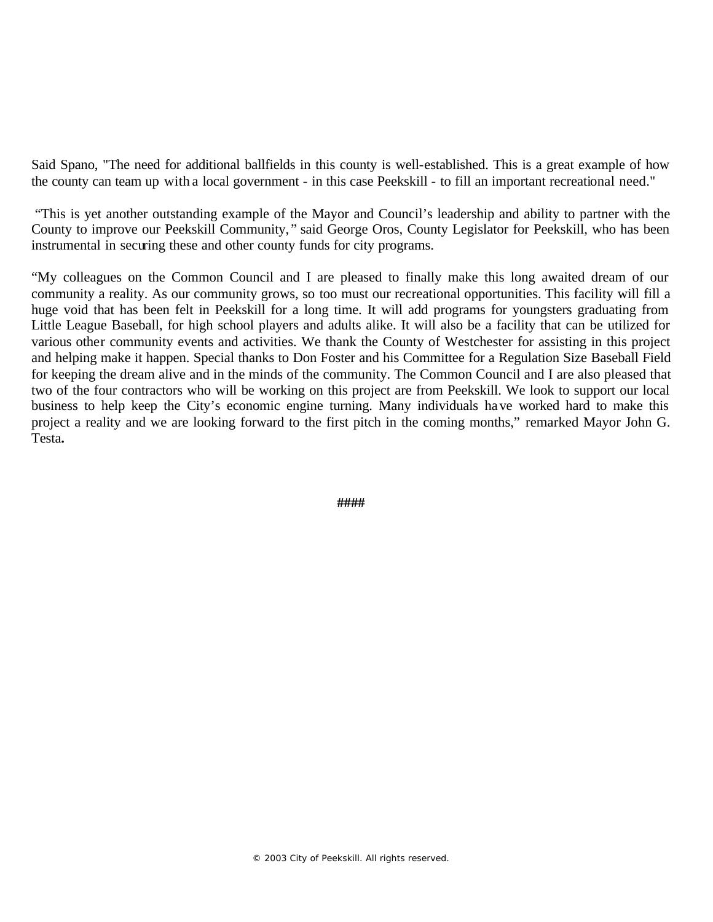Said Spano, "The need for additional ballfields in this county is well-established. This is a great example of how the county can team up with a local government - in this case Peekskill - to fill an important recreational need."

"This is yet another outstanding example of the Mayor and Council's leadership and ability to partner with the County to improve our Peekskill Community," said George Oros, County Legislator for Peekskill, who has been instrumental in securing these and other county funds for city programs.

"My colleagues on the Common Council and I are pleased to finally make this long awaited dream of our community a reality. As our community grows, so too must our recreational opportunities. This facility will fill a huge void that has been felt in Peekskill for a long time. It will add programs for youngsters graduating from Little League Baseball, for high school players and adults alike. It will also be a facility that can be utilized for various other community events and activities. We thank the County of Westchester for assisting in this project and helping make it happen. Special thanks to Don Foster and his Committee for a Regulation Size Baseball Field for keeping the dream alive and in the minds of the community. The Common Council and I are also pleased that two of the four contractors who will be working on this project are from Peekskill. We look to support our local business to help keep the City's economic engine turning. Many individuals have worked hard to make this project a reality and we are looking forward to the first pitch in the coming months," remarked Mayor John G. Testa**.**

####

© 2003 City of Peekskill. All rights reserved.